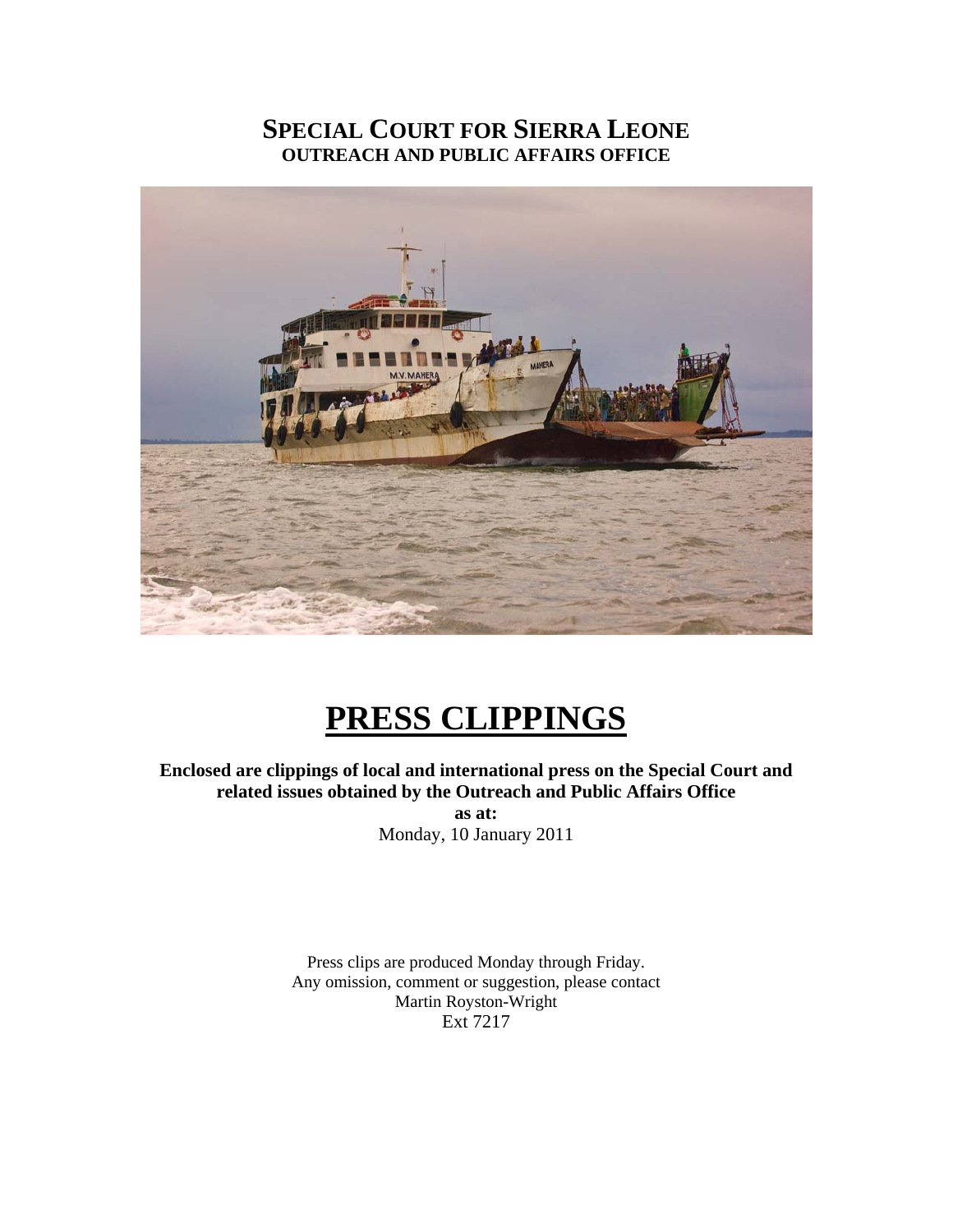# SPECIAL COURT FOR SIERRA LEONE
## OUTREACH AND PUBLIC AFFAIRS OFFICE

# PRESS CLIPPINGS

**Enclosed are clippings of local and international press on the Special Court and related issues obtained by the Outreach and Public Affairs Office**

**as at:**

Monday, 10 January 2011

Press clips are produced Monday through Friday.
Any omission, comment or suggestion, please contact
Martin Royston-Wright
Ext 7217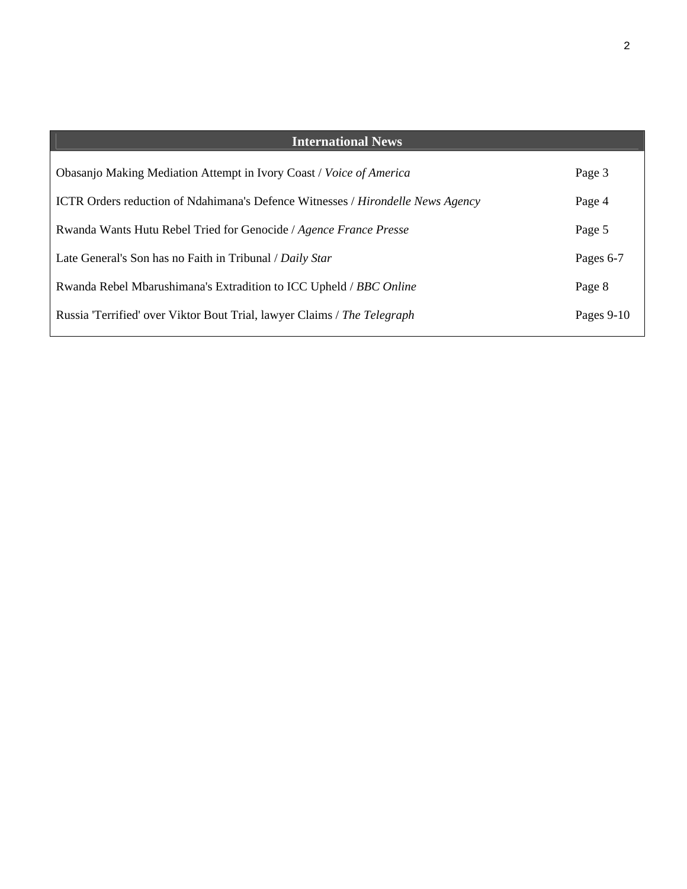## International News

| Article | Page |
|---|---|
| Obasanjo Making Mediation Attempt in Ivory Coast / *Voice of America* | Page 3 |
| ICTR Orders reduction of Ndahimana's Defence Witnesses / *Hirondelle News Agency* | Page 4 |
| Rwanda Wants Hutu Rebel Tried for Genocide / *Agence France Presse* | Page 5 |
| Late General's Son has no Faith in Tribunal / *Daily Star* | Pages 6-7 |
| Rwanda Rebel Mbarushimana's Extradition to ICC Upheld / *BBC Online* | Page 8 |
| Russia 'Terrified' over Viktor Bout Trial, lawyer Claims / *The Telegraph* | Pages 9-10 |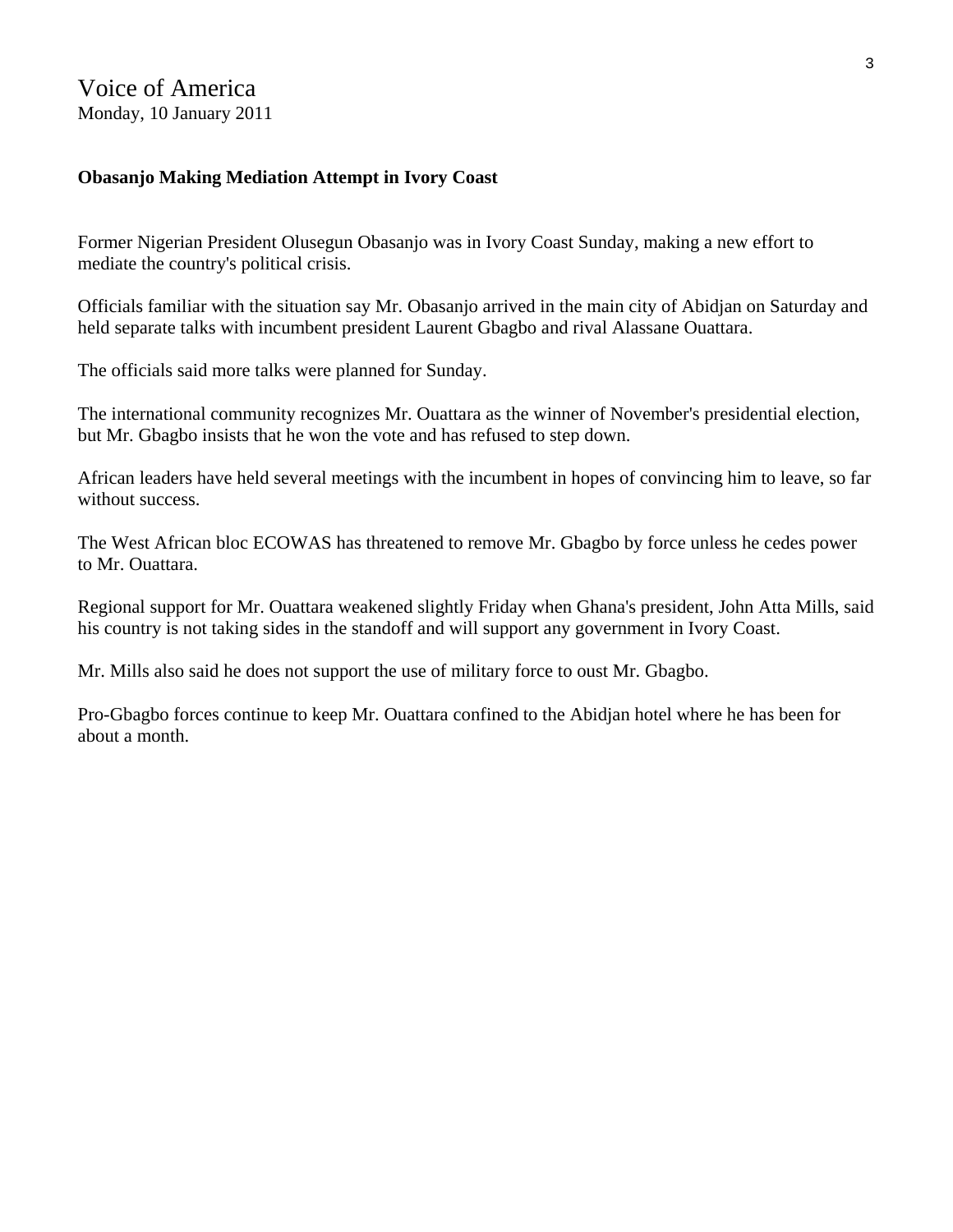Voice of America
Monday, 10 January 2011

**Obasanjo Making Mediation Attempt in Ivory Coast**

Former Nigerian President Olusegun Obasanjo was in Ivory Coast Sunday, making a new effort to mediate the country's political crisis.

Officials familiar with the situation say Mr. Obasanjo arrived in the main city of Abidjan on Saturday and held separate talks with incumbent president Laurent Gbagbo and rival Alassane Ouattara.

The officials said more talks were planned for Sunday.

The international community recognizes Mr. Ouattara as the winner of November's presidential election, but Mr. Gbagbo insists that he won the vote and has refused to step down.

African leaders have held several meetings with the incumbent in hopes of convincing him to leave, so far without success.

The West African bloc ECOWAS has threatened to remove Mr. Gbagbo by force unless he cedes power to Mr. Ouattara.

Regional support for Mr. Ouattara weakened slightly Friday when Ghana's president, John Atta Mills, said his country is not taking sides in the standoff and will support any government in Ivory Coast.

Mr. Mills also said he does not support the use of military force to oust Mr. Gbagbo.

Pro-Gbagbo forces continue to keep Mr. Ouattara confined to the Abidjan hotel where he has been for about a month.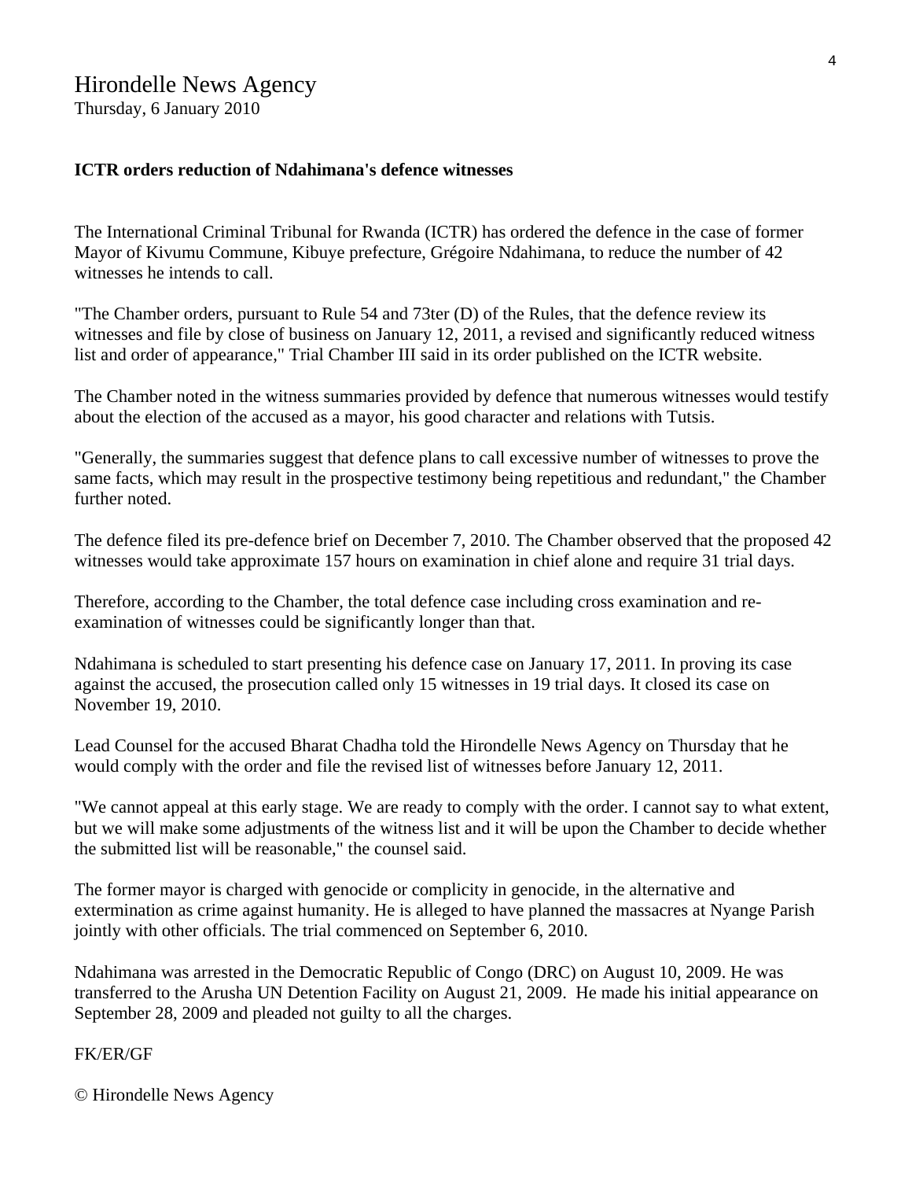# Hirondelle News Agency

Thursday, 6 January 2010

**ICTR orders reduction of Ndahimana's defence witnesses**

The International Criminal Tribunal for Rwanda (ICTR) has ordered the defence in the case of former Mayor of Kivumu Commune, Kibuye prefecture, Grégoire Ndahimana, to reduce the number of 42 witnesses he intends to call.

"The Chamber orders, pursuant to Rule 54 and 73ter (D) of the Rules, that the defence review its witnesses and file by close of business on January 12, 2011, a revised and significantly reduced witness list and order of appearance," Trial Chamber III said in its order published on the ICTR website.

The Chamber noted in the witness summaries provided by defence that numerous witnesses would testify about the election of the accused as a mayor, his good character and relations with Tutsis.

"Generally, the summaries suggest that defence plans to call excessive number of witnesses to prove the same facts, which may result in the prospective testimony being repetitious and redundant," the Chamber further noted.

The defence filed its pre-defence brief on December 7, 2010. The Chamber observed that the proposed 42 witnesses would take approximate 157 hours on examination in chief alone and require 31 trial days.

Therefore, according to the Chamber, the total defence case including cross examination and re-examination of witnesses could be significantly longer than that.

Ndahimana is scheduled to start presenting his defence case on January 17, 2011. In proving its case against the accused, the prosecution called only 15 witnesses in 19 trial days. It closed its case on November 19, 2010.

Lead Counsel for the accused Bharat Chadha told the Hirondelle News Agency on Thursday that he would comply with the order and file the revised list of witnesses before January 12, 2011.

"We cannot appeal at this early stage. We are ready to comply with the order. I cannot say to what extent, but we will make some adjustments of the witness list and it will be upon the Chamber to decide whether the submitted list will be reasonable," the counsel said.

The former mayor is charged with genocide or complicity in genocide, in the alternative and extermination as crime against humanity. He is alleged to have planned the massacres at Nyange Parish jointly with other officials. The trial commenced on September 6, 2010.

Ndahimana was arrested in the Democratic Republic of Congo (DRC) on August 10, 2009. He was transferred to the Arusha UN Detention Facility on August 21, 2009. He made his initial appearance on September 28, 2009 and pleaded not guilty to all the charges.

FK/ER/GF

© Hirondelle News Agency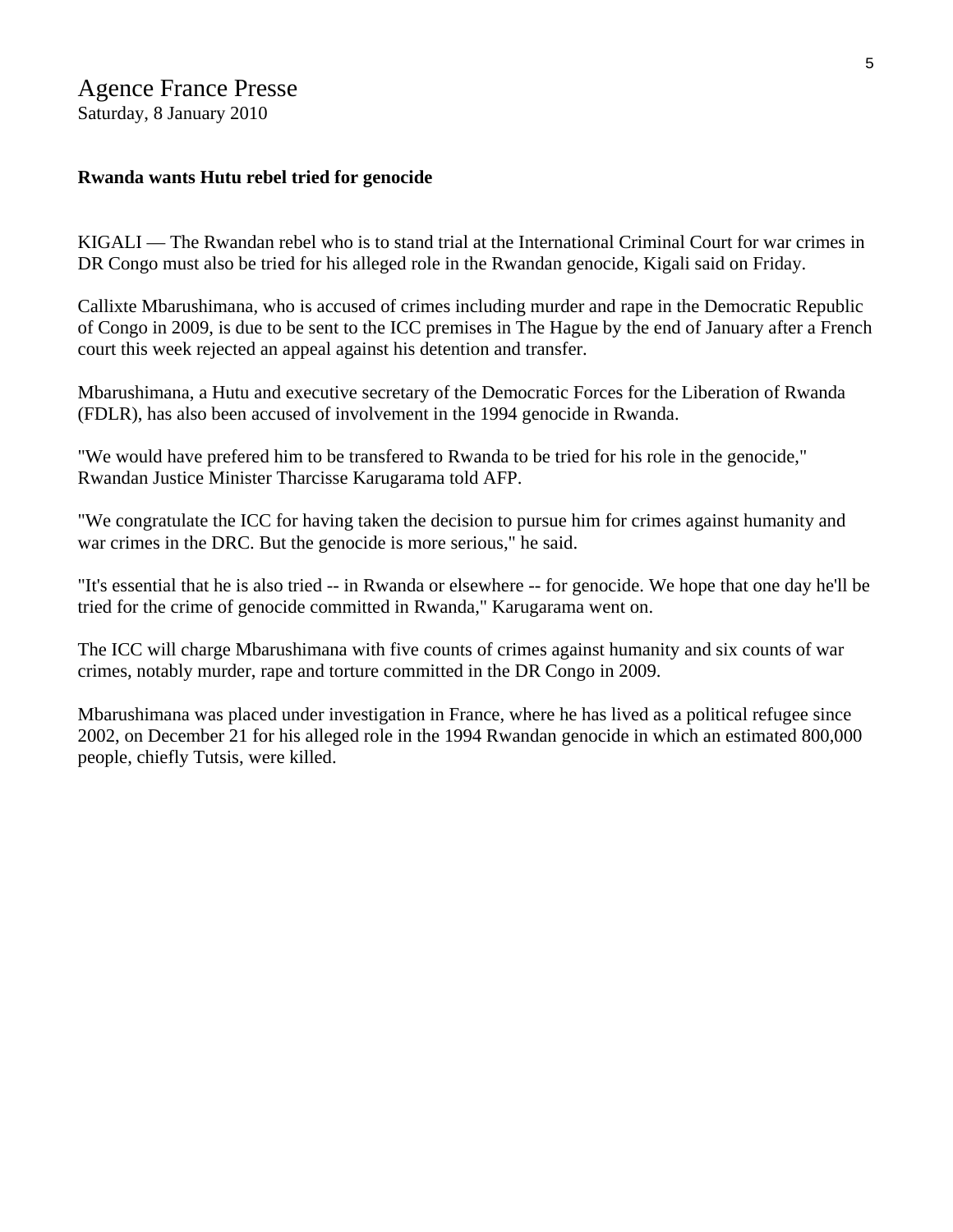Agence France Presse
Saturday, 8 January 2010

**Rwanda wants Hutu rebel tried for genocide**

KIGALI — The Rwandan rebel who is to stand trial at the International Criminal Court for war crimes in DR Congo must also be tried for his alleged role in the Rwandan genocide, Kigali said on Friday.

Callixte Mbarushimana, who is accused of crimes including murder and rape in the Democratic Republic of Congo in 2009, is due to be sent to the ICC premises in The Hague by the end of January after a French court this week rejected an appeal against his detention and transfer.

Mbarushimana, a Hutu and executive secretary of the Democratic Forces for the Liberation of Rwanda (FDLR), has also been accused of involvement in the 1994 genocide in Rwanda.

"We would have prefered him to be transfered to Rwanda to be tried for his role in the genocide," Rwandan Justice Minister Tharcisse Karugarama told AFP.

"We congratulate the ICC for having taken the decision to pursue him for crimes against humanity and war crimes in the DRC. But the genocide is more serious," he said.

"It's essential that he is also tried -- in Rwanda or elsewhere -- for genocide. We hope that one day he'll be tried for the crime of genocide committed in Rwanda," Karugarama went on.

The ICC will charge Mbarushimana with five counts of crimes against humanity and six counts of war crimes, notably murder, rape and torture committed in the DR Congo in 2009.

Mbarushimana was placed under investigation in France, where he has lived as a political refugee since 2002, on December 21 for his alleged role in the 1994 Rwandan genocide in which an estimated 800,000 people, chiefly Tutsis, were killed.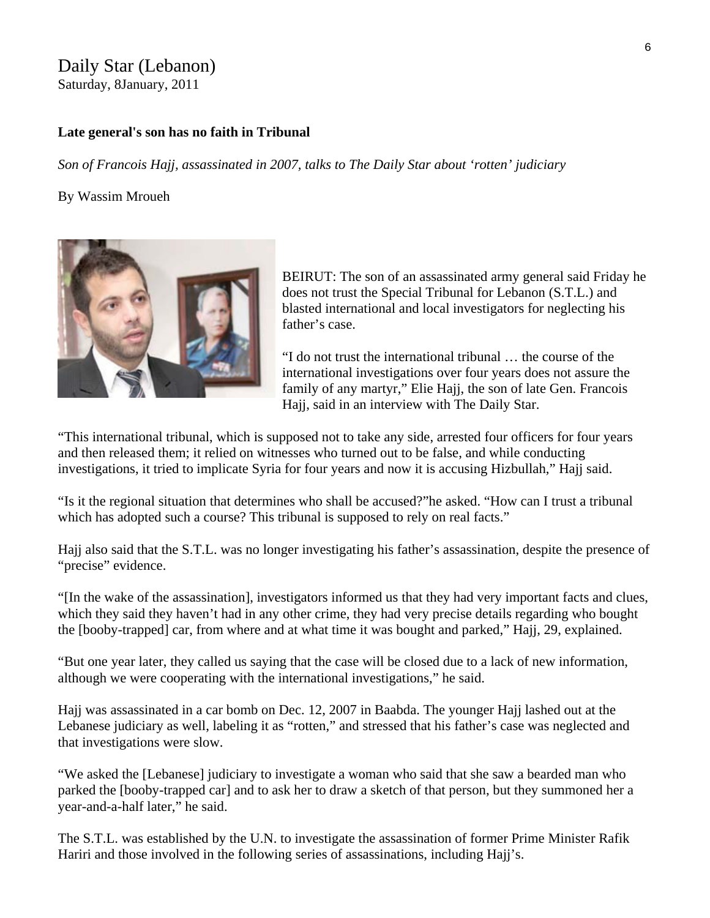Daily Star (Lebanon)
Saturday, 8January, 2011

**Late general's son has no faith in Tribunal**

*Son of Francois Hajj, assassinated in 2007, talks to The Daily Star about 'rotten' judiciary*

By Wassim Mroueh

BEIRUT: The son of an assassinated army general said Friday he does not trust the Special Tribunal for Lebanon (S.T.L.) and blasted international and local investigators for neglecting his father's case.

"I do not trust the international tribunal … the course of the international investigations over four years does not assure the family of any martyr," Elie Hajj, the son of late Gen. Francois Hajj, said in an interview with The Daily Star.

"This international tribunal, which is supposed not to take any side, arrested four officers for four years and then released them; it relied on witnesses who turned out to be false, and while conducting investigations, it tried to implicate Syria for four years and now it is accusing Hizbullah," Hajj said.

"Is it the regional situation that determines who shall be accused?"he asked. "How can I trust a tribunal which has adopted such a course? This tribunal is supposed to rely on real facts."

Hajj also said that the S.T.L. was no longer investigating his father's assassination, despite the presence of "precise" evidence.

"[In the wake of the assassination], investigators informed us that they had very important facts and clues, which they said they haven't had in any other crime, they had very precise details regarding who bought the [booby-trapped] car, from where and at what time it was bought and parked," Hajj, 29, explained.

"But one year later, they called us saying that the case will be closed due to a lack of new information, although we were cooperating with the international investigations," he said.

Hajj was assassinated in a car bomb on Dec. 12, 2007 in Baabda. The younger Hajj lashed out at the Lebanese judiciary as well, labeling it as "rotten," and stressed that his father's case was neglected and that investigations were slow.

"We asked the [Lebanese] judiciary to investigate a woman who said that she saw a bearded man who parked the [booby-trapped car] and to ask her to draw a sketch of that person, but they summoned her a year-and-a-half later," he said.

The S.T.L. was established by the U.N. to investigate the assassination of former Prime Minister Rafik Hariri and those involved in the following series of assassinations, including Hajj's.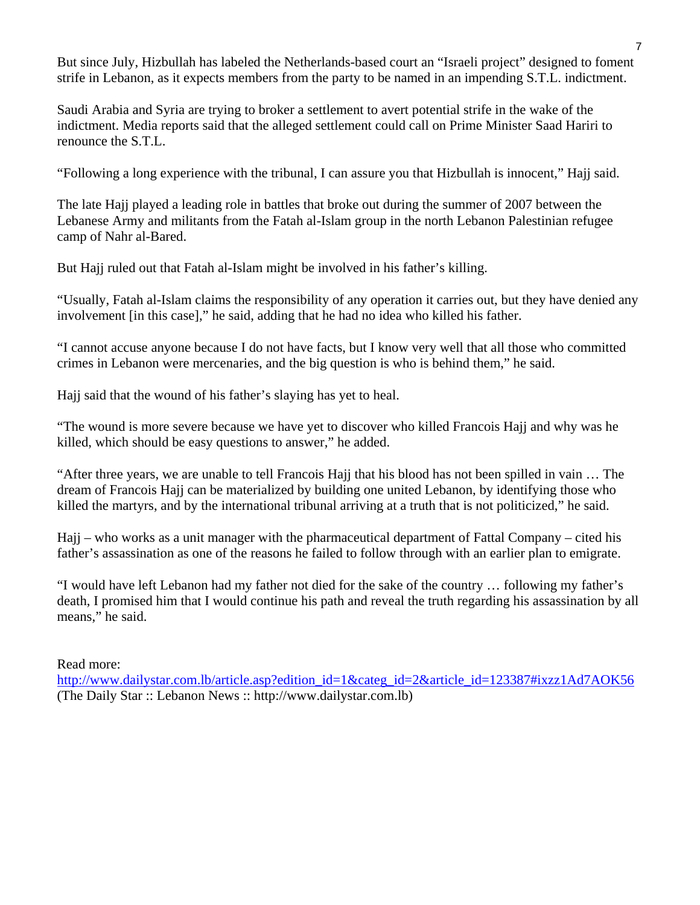But since July, Hizbullah has labeled the Netherlands-based court an "Israeli project" designed to foment strife in Lebanon, as it expects members from the party to be named in an impending S.T.L. indictment.

Saudi Arabia and Syria are trying to broker a settlement to avert potential strife in the wake of the indictment. Media reports said that the alleged settlement could call on Prime Minister Saad Hariri to renounce the S.T.L.

"Following a long experience with the tribunal, I can assure you that Hizbullah is innocent," Hajj said.

The late Hajj played a leading role in battles that broke out during the summer of 2007 between the Lebanese Army and militants from the Fatah al-Islam group in the north Lebanon Palestinian refugee camp of Nahr al-Bared.

But Hajj ruled out that Fatah al-Islam might be involved in his father's killing.

"Usually, Fatah al-Islam claims the responsibility of any operation it carries out, but they have denied any involvement [in this case]," he said, adding that he had no idea who killed his father.

"I cannot accuse anyone because I do not have facts, but I know very well that all those who committed crimes in Lebanon were mercenaries, and the big question is who is behind them," he said.

Hajj said that the wound of his father's slaying has yet to heal.

"The wound is more severe because we have yet to discover who killed Francois Hajj and why was he killed, which should be easy questions to answer," he added.

"After three years, we are unable to tell Francois Hajj that his blood has not been spilled in vain … The dream of Francois Hajj can be materialized by building one united Lebanon, by identifying those who killed the martyrs, and by the international tribunal arriving at a truth that is not politicized," he said.

Hajj – who works as a unit manager with the pharmaceutical department of Fattal Company – cited his father's assassination as one of the reasons he failed to follow through with an earlier plan to emigrate.

"I would have left Lebanon had my father not died for the sake of the country … following my father's death, I promised him that I would continue his path and reveal the truth regarding his assassination by all means," he said.

Read more:
[http://www.dailystar.com.lb/article.asp?edition_id=1&categ_id=2&article_id=123387#ixzz1Ad7AOK56](http://www.dailystar.com.lb/article.asp?edition_id=1&categ_id=2&article_id=123387#ixzz1Ad7AOK56)
(The Daily Star :: Lebanon News :: http://www.dailystar.com.lb)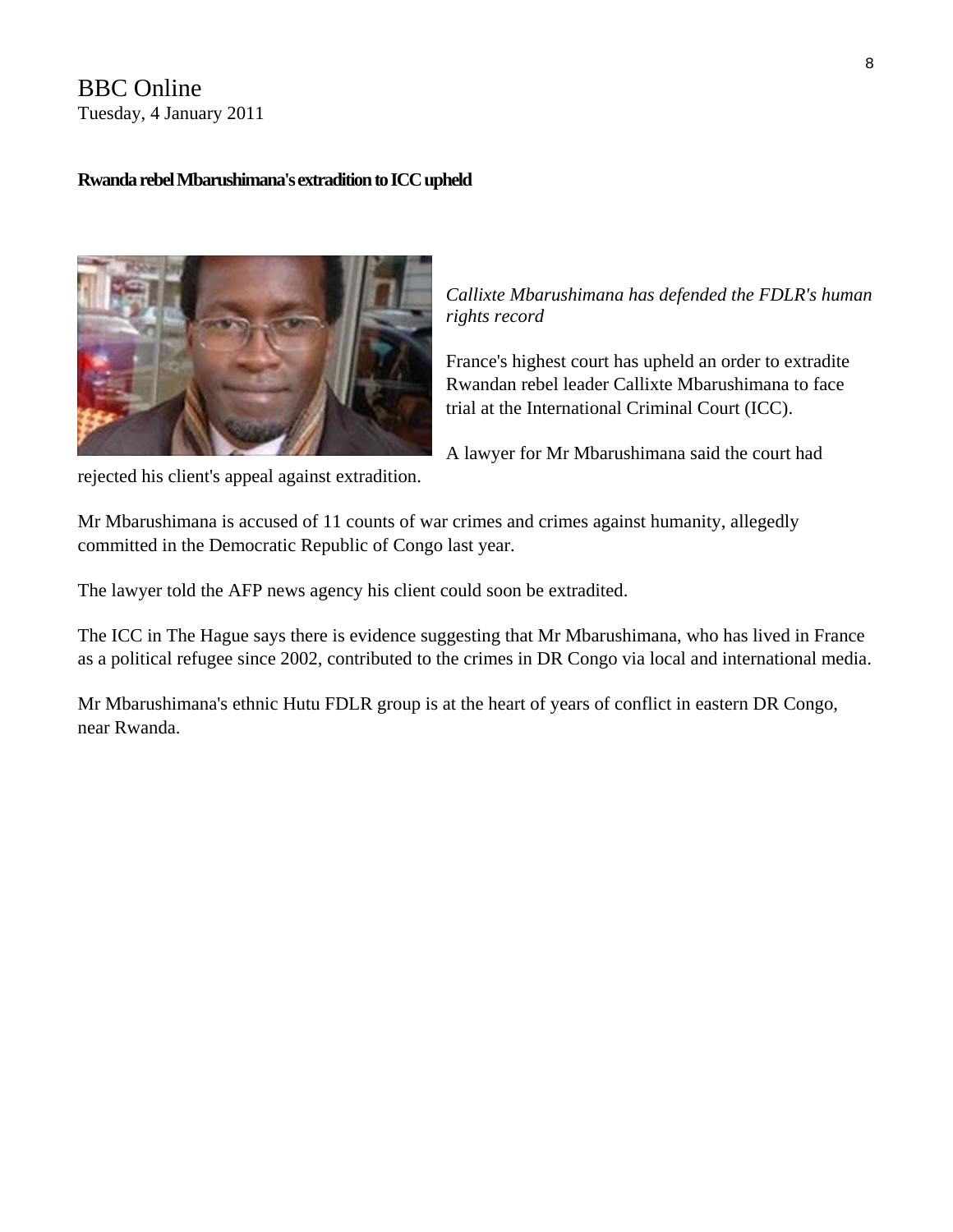BBC Online
Tuesday, 4 January 2011

**Rwanda rebel Mbarushimana's extradition to ICC upheld**

*Callixte Mbarushimana has defended the FDLR's human rights record*

France's highest court has upheld an order to extradite Rwandan rebel leader Callixte Mbarushimana to face trial at the International Criminal Court (ICC).

A lawyer for Mr Mbarushimana said the court had rejected his client's appeal against extradition.

Mr Mbarushimana is accused of 11 counts of war crimes and crimes against humanity, allegedly committed in the Democratic Republic of Congo last year.

The lawyer told the AFP news agency his client could soon be extradited.

The ICC in The Hague says there is evidence suggesting that Mr Mbarushimana, who has lived in France as a political refugee since 2002, contributed to the crimes in DR Congo via local and international media.

Mr Mbarushimana's ethnic Hutu FDLR group is at the heart of years of conflict in eastern DR Congo, near Rwanda.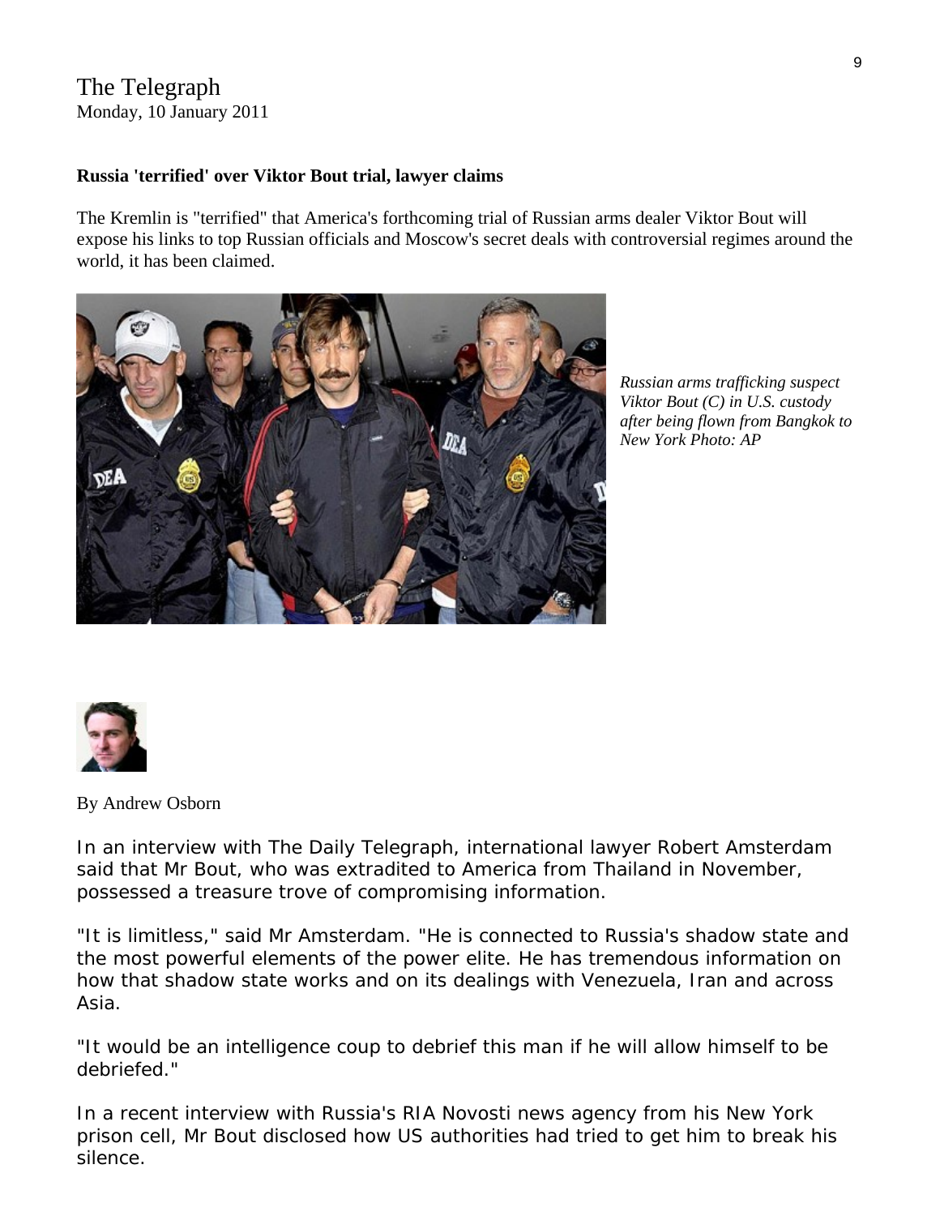The Telegraph
Monday, 10 January 2011

**Russia 'terrified' over Viktor Bout trial, lawyer claims**

The Kremlin is "terrified" that America's forthcoming trial of Russian arms dealer Viktor Bout will expose his links to top Russian officials and Moscow's secret deals with controversial regimes around the world, it has been claimed.

*Russian arms trafficking suspect Viktor Bout (C) in U.S. custody after being flown from Bangkok to New York Photo: AP*

By Andrew Osborn

In an interview with The Daily Telegraph, international lawyer Robert Amsterdam said that Mr Bout, who was extradited to America from Thailand in November, possessed a treasure trove of compromising information.

"It is limitless," said Mr Amsterdam. "He is connected to Russia's shadow state and the most powerful elements of the power elite. He has tremendous information on how that shadow state works and on its dealings with Venezuela, Iran and across Asia.

"It would be an intelligence coup to debrief this man if he will allow himself to be debriefed."

In a recent interview with Russia's RIA Novosti news agency from his New York prison cell, Mr Bout disclosed how US authorities had tried to get him to break his silence.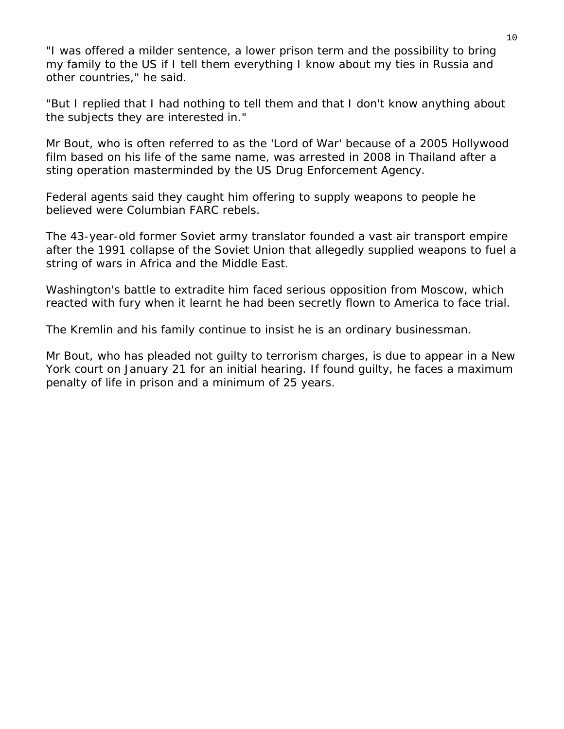"I was offered a milder sentence, a lower prison term and the possibility to bring my family to the US if I tell them everything I know about my ties in Russia and other countries," he said.

"But I replied that I had nothing to tell them and that I don't know anything about the subjects they are interested in."

Mr Bout, who is often referred to as the 'Lord of War' because of a 2005 Hollywood film based on his life of the same name, was arrested in 2008 in Thailand after a sting operation masterminded by the US Drug Enforcement Agency.

Federal agents said they caught him offering to supply weapons to people he believed were Columbian FARC rebels.

The 43-year-old former Soviet army translator founded a vast air transport empire after the 1991 collapse of the Soviet Union that allegedly supplied weapons to fuel a string of wars in Africa and the Middle East.

Washington's battle to extradite him faced serious opposition from Moscow, which reacted with fury when it learnt he had been secretly flown to America to face trial.

The Kremlin and his family continue to insist he is an ordinary businessman.

Mr Bout, who has pleaded not guilty to terrorism charges, is due to appear in a New York court on January 21 for an initial hearing. If found guilty, he faces a maximum penalty of life in prison and a minimum of 25 years.